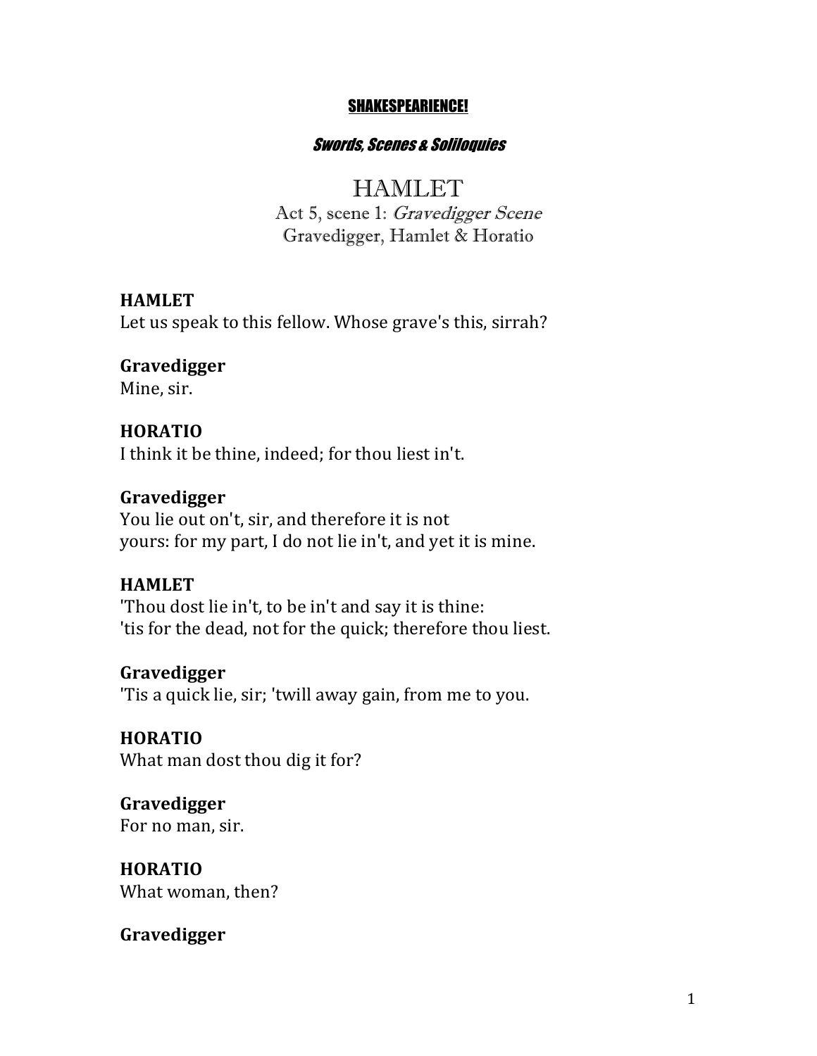**SHAKESPEARIENCE!**

***Swords, Scenes & Soliloquies***

# HAMLET

## Act 5, scene 1: *Gravedigger Scene*

### Gravedigger, Hamlet & Horatio

**HAMLET**
Let us speak to this fellow. Whose grave's this, sirrah?

**Gravedigger**
Mine, sir.

**HORATIO**
I think it be thine, indeed; for thou liest in't.

**Gravedigger**
You lie out on't, sir, and therefore it is not
yours: for my part, I do not lie in't, and yet it is mine.

**HAMLET**
'Thou dost lie in't, to be in't and say it is thine:
'tis for the dead, not for the quick; therefore thou liest.

**Gravedigger**
'Tis a quick lie, sir; 'twill away gain, from me to you.

**HORATIO**
What man dost thou dig it for?

**Gravedigger**
For no man, sir.

**HORATIO**
What woman, then?

**Gravedigger**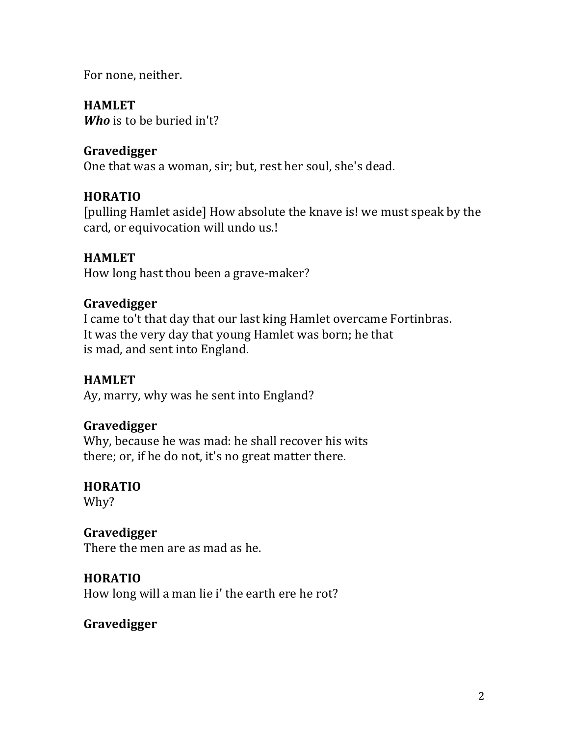For none, neither.

**HAMLET**
***Who*** is to be buried in't?

**Gravedigger**
One that was a woman, sir; but, rest her soul, she's dead.

**HORATIO**
[pulling Hamlet aside] How absolute the knave is! we must speak by the card, or equivocation will undo us.!

**HAMLET**
How long hast thou been a grave-maker?

**Gravedigger**
I came to't that day that our last king Hamlet overcame Fortinbras.
It was the very day that young Hamlet was born; he that
is mad, and sent into England.

**HAMLET**
Ay, marry, why was he sent into England?

**Gravedigger**
Why, because he was mad: he shall recover his wits
there; or, if he do not, it's no great matter there.

**HORATIO**
Why?

**Gravedigger**
There the men are as mad as he.

**HORATIO**
How long will a man lie i' the earth ere he rot?

**Gravedigger**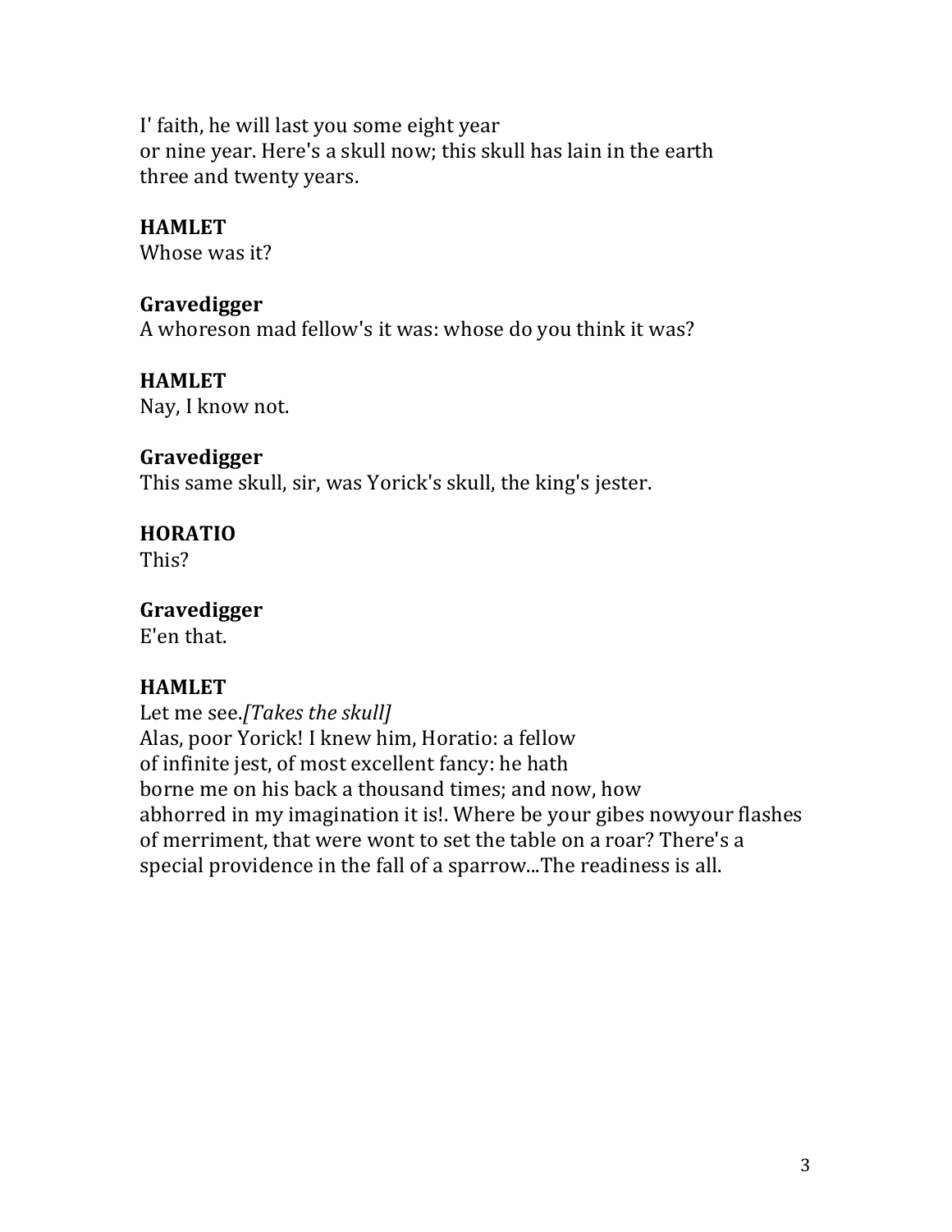I' faith, he will last you some eight year
or nine year. Here's a skull now; this skull has lain in the earth
three and twenty years.

**HAMLET**
Whose was it?

**Gravedigger**
A whoreson mad fellow's it was: whose do you think it was?

**HAMLET**
Nay, I know not.

**Gravedigger**
This same skull, sir, was Yorick's skull, the king's jester.

**HORATIO**
This?

**Gravedigger**
E'en that.

**HAMLET**
Let me see.*[Takes the skull]*
Alas, poor Yorick! I knew him, Horatio: a fellow
of infinite jest, of most excellent fancy: he hath
borne me on his back a thousand times; and now, how
abhorred in my imagination it is!. Where be your gibes nowyour flashes
of merriment, that were wont to set the table on a roar? There's a
special providence in the fall of a sparrow...The readiness is all.